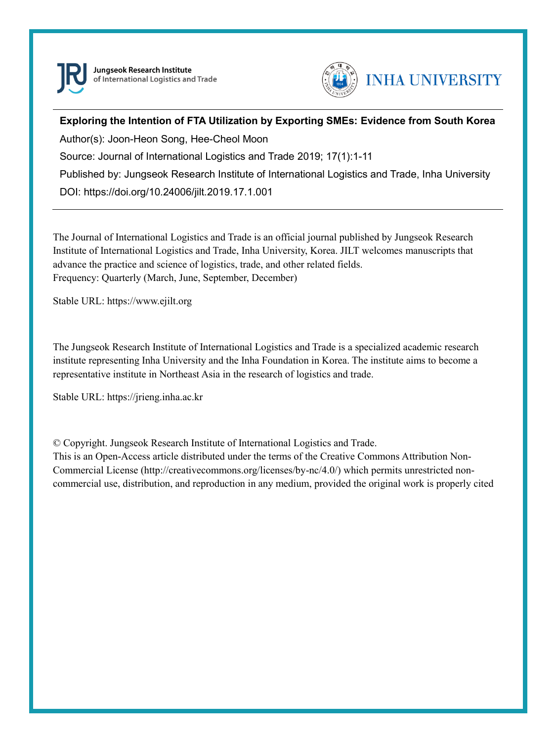Jungseok Research Institute of International Logistics and Trade

INHA UNIVERSITY

**Exploring the Intention of FTA Utilization by Exporting SMEs: Evidence from South Korea**

Author(s): Joon-Heon Song, Hee-Cheol Moon

Source: Journal of International Logistics and Trade 2019; 17(1):1-11

Published by: Jungseok Research Institute of International Logistics and Trade, Inha University

DOI: https://doi.org/10.24006/jilt.2019.17.1.001

---

The Journal of International Logistics and Trade is an official journal published by Jungseok Research Institute of International Logistics and Trade, Inha University, Korea. JILT welcomes manuscripts that advance the practice and science of logistics, trade, and other related fields.
Frequency: Quarterly (March, June, September, December)

Stable URL: https://www.ejilt.org

The Jungseok Research Institute of International Logistics and Trade is a specialized academic research institute representing Inha University and the Inha Foundation in Korea. The institute aims to become a representative institute in Northeast Asia in the research of logistics and trade.

Stable URL: https://jrieng.inha.ac.kr

© Copyright. Jungseok Research Institute of International Logistics and Trade.
This is an Open-Access article distributed under the terms of the Creative Commons Attribution Non-Commercial License (http://creativecommons.org/licenses/by-nc/4.0/) which permits unrestricted non-commercial use, distribution, and reproduction in any medium, provided the original work is properly cited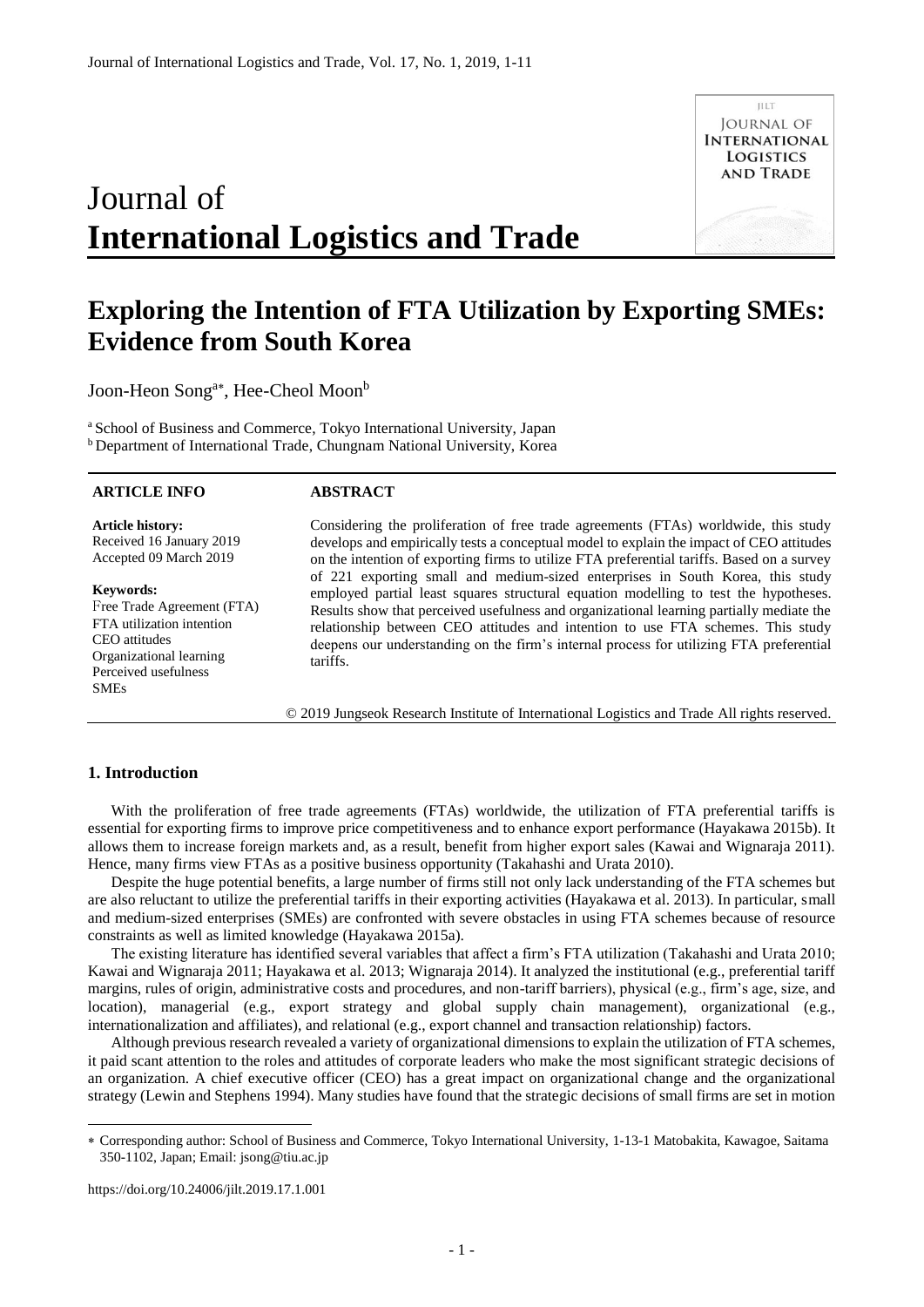# Exploring the Intention of FTA Utilization by Exporting SMEs: Evidence from South Korea

Joon-Heon Song[a*], Hee-Cheol Moon[b]

[a] School of Business and Commerce, Tokyo International University, Japan
[b] Department of International Trade, Chungnam National University, Korea

**ARTICLE INFO**

**Article history:**
Received 16 January 2019
Accepted 09 March 2019

**Keywords:**
Free Trade Agreement (FTA)
FTA utilization intention
CEO attitudes
Organizational learning
Perceived usefulness
SMEs

**ABSTRACT**

Considering the proliferation of free trade agreements (FTAs) worldwide, this study develops and empirically tests a conceptual model to explain the impact of CEO attitudes on the intention of exporting firms to utilize FTA preferential tariffs. Based on a survey of 221 exporting small and medium-sized enterprises in South Korea, this study employed partial least squares structural equation modelling to test the hypotheses. Results show that perceived usefulness and organizational learning partially mediate the relationship between CEO attitudes and intention to use FTA schemes. This study deepens our understanding on the firm's internal process for utilizing FTA preferential tariffs.

© 2019 Jungseok Research Institute of International Logistics and Trade All rights reserved.

## 1. Introduction

With the proliferation of free trade agreements (FTAs) worldwide, the utilization of FTA preferential tariffs is essential for exporting firms to improve price competitiveness and to enhance export performance (Hayakawa 2015b). It allows them to increase foreign markets and, as a result, benefit from higher export sales (Kawai and Wignaraja 2011). Hence, many firms view FTAs as a positive business opportunity (Takahashi and Urata 2010).

Despite the huge potential benefits, a large number of firms still not only lack understanding of the FTA schemes but are also reluctant to utilize the preferential tariffs in their exporting activities (Hayakawa et al. 2013). In particular, small and medium-sized enterprises (SMEs) are confronted with severe obstacles in using FTA schemes because of resource constraints as well as limited knowledge (Hayakawa 2015a).

The existing literature has identified several variables that affect a firm's FTA utilization (Takahashi and Urata 2010; Kawai and Wignaraja 2011; Hayakawa et al. 2013; Wignaraja 2014). It analyzed the institutional (e.g., preferential tariff margins, rules of origin, administrative costs and procedures, and non-tariff barriers), physical (e.g., firm's age, size, and location), managerial (e.g., export strategy and global supply chain management), organizational (e.g., internationalization and affiliates), and relational (e.g., export channel and transaction relationship) factors.

Although previous research revealed a variety of organizational dimensions to explain the utilization of FTA schemes, it paid scant attention to the roles and attitudes of corporate leaders who make the most significant strategic decisions of an organization. A chief executive officer (CEO) has a great impact on organizational change and the organizational strategy (Lewin and Stephens 1994). Many studies have found that the strategic decisions of small firms are set in motion

* Corresponding author: School of Business and Commerce, Tokyo International University, 1-13-1 Matobakita, Kawagoe, Saitama 350-1102, Japan; Email: jsong@tiu.ac.jp

https://doi.org/10.24006/jilt.2019.17.1.001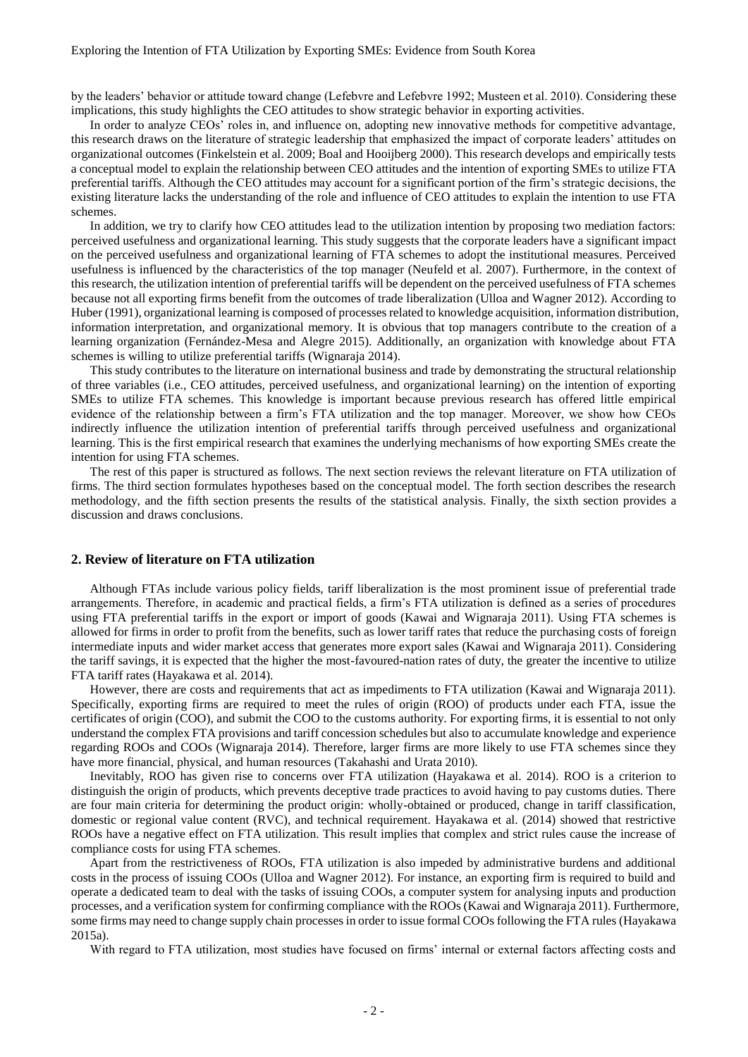by the leaders' behavior or attitude toward change (Lefebvre and Lefebvre 1992; Musteen et al. 2010). Considering these implications, this study highlights the CEO attitudes to show strategic behavior in exporting activities.

In order to analyze CEOs' roles in, and influence on, adopting new innovative methods for competitive advantage, this research draws on the literature of strategic leadership that emphasized the impact of corporate leaders' attitudes on organizational outcomes (Finkelstein et al. 2009; Boal and Hooijberg 2000). This research develops and empirically tests a conceptual model to explain the relationship between CEO attitudes and the intention of exporting SMEs to utilize FTA preferential tariffs. Although the CEO attitudes may account for a significant portion of the firm's strategic decisions, the existing literature lacks the understanding of the role and influence of CEO attitudes to explain the intention to use FTA schemes.

In addition, we try to clarify how CEO attitudes lead to the utilization intention by proposing two mediation factors: perceived usefulness and organizational learning. This study suggests that the corporate leaders have a significant impact on the perceived usefulness and organizational learning of FTA schemes to adopt the institutional measures. Perceived usefulness is influenced by the characteristics of the top manager (Neufeld et al. 2007). Furthermore, in the context of this research, the utilization intention of preferential tariffs will be dependent on the perceived usefulness of FTA schemes because not all exporting firms benefit from the outcomes of trade liberalization (Ulloa and Wagner 2012). According to Huber (1991), organizational learning is composed of processes related to knowledge acquisition, information distribution, information interpretation, and organizational memory. It is obvious that top managers contribute to the creation of a learning organization (Fernández-Mesa and Alegre 2015). Additionally, an organization with knowledge about FTA schemes is willing to utilize preferential tariffs (Wignaraja 2014).

This study contributes to the literature on international business and trade by demonstrating the structural relationship of three variables (i.e., CEO attitudes, perceived usefulness, and organizational learning) on the intention of exporting SMEs to utilize FTA schemes. This knowledge is important because previous research has offered little empirical evidence of the relationship between a firm's FTA utilization and the top manager. Moreover, we show how CEOs indirectly influence the utilization intention of preferential tariffs through perceived usefulness and organizational learning. This is the first empirical research that examines the underlying mechanisms of how exporting SMEs create the intention for using FTA schemes.

The rest of this paper is structured as follows. The next section reviews the relevant literature on FTA utilization of firms. The third section formulates hypotheses based on the conceptual model. The forth section describes the research methodology, and the fifth section presents the results of the statistical analysis. Finally, the sixth section provides a discussion and draws conclusions.

## 2. Review of literature on FTA utilization

Although FTAs include various policy fields, tariff liberalization is the most prominent issue of preferential trade arrangements. Therefore, in academic and practical fields, a firm's FTA utilization is defined as a series of procedures using FTA preferential tariffs in the export or import of goods (Kawai and Wignaraja 2011). Using FTA schemes is allowed for firms in order to profit from the benefits, such as lower tariff rates that reduce the purchasing costs of foreign intermediate inputs and wider market access that generates more export sales (Kawai and Wignaraja 2011). Considering the tariff savings, it is expected that the higher the most-favoured-nation rates of duty, the greater the incentive to utilize FTA tariff rates (Hayakawa et al. 2014).

However, there are costs and requirements that act as impediments to FTA utilization (Kawai and Wignaraja 2011). Specifically, exporting firms are required to meet the rules of origin (ROO) of products under each FTA, issue the certificates of origin (COO), and submit the COO to the customs authority. For exporting firms, it is essential to not only understand the complex FTA provisions and tariff concession schedules but also to accumulate knowledge and experience regarding ROOs and COOs (Wignaraja 2014). Therefore, larger firms are more likely to use FTA schemes since they have more financial, physical, and human resources (Takahashi and Urata 2010).

Inevitably, ROO has given rise to concerns over FTA utilization (Hayakawa et al. 2014). ROO is a criterion to distinguish the origin of products, which prevents deceptive trade practices to avoid having to pay customs duties. There are four main criteria for determining the product origin: wholly-obtained or produced, change in tariff classification, domestic or regional value content (RVC), and technical requirement. Hayakawa et al. (2014) showed that restrictive ROOs have a negative effect on FTA utilization. This result implies that complex and strict rules cause the increase of compliance costs for using FTA schemes.

Apart from the restrictiveness of ROOs, FTA utilization is also impeded by administrative burdens and additional costs in the process of issuing COOs (Ulloa and Wagner 2012). For instance, an exporting firm is required to build and operate a dedicated team to deal with the tasks of issuing COOs, a computer system for analysing inputs and production processes, and a verification system for confirming compliance with the ROOs (Kawai and Wignaraja 2011). Furthermore, some firms may need to change supply chain processes in order to issue formal COOs following the FTA rules (Hayakawa 2015a).

With regard to FTA utilization, most studies have focused on firms' internal or external factors affecting costs and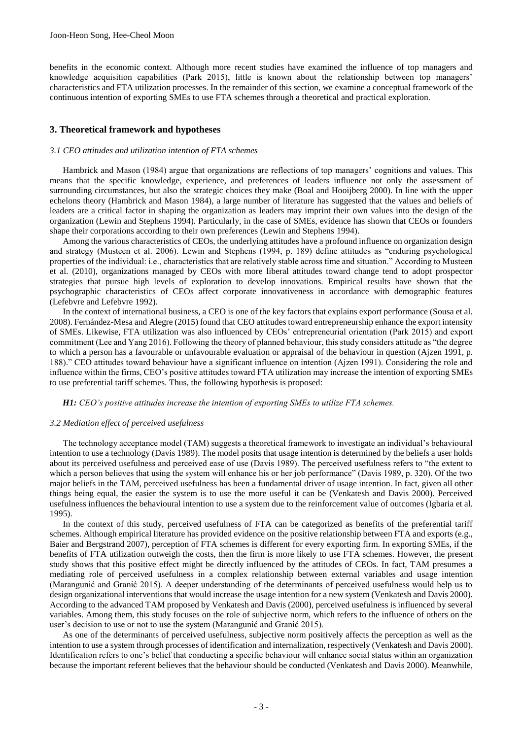benefits in the economic context. Although more recent studies have examined the influence of top managers and knowledge acquisition capabilities (Park 2015), little is known about the relationship between top managers' characteristics and FTA utilization processes. In the remainder of this section, we examine a conceptual framework of the continuous intention of exporting SMEs to use FTA schemes through a theoretical and practical exploration.

## 3. Theoretical framework and hypotheses

### *3.1 CEO attitudes and utilization intention of FTA schemes*

Hambrick and Mason (1984) argue that organizations are reflections of top managers' cognitions and values. This means that the specific knowledge, experience, and preferences of leaders influence not only the assessment of surrounding circumstances, but also the strategic choices they make (Boal and Hooijberg 2000). In line with the upper echelons theory (Hambrick and Mason 1984), a large number of literature has suggested that the values and beliefs of leaders are a critical factor in shaping the organization as leaders may imprint their own values into the design of the organization (Lewin and Stephens 1994). Particularly, in the case of SMEs, evidence has shown that CEOs or founders shape their corporations according to their own preferences (Lewin and Stephens 1994).

Among the various characteristics of CEOs, the underlying attitudes have a profound influence on organization design and strategy (Musteen et al. 2006). Lewin and Stephens (1994, p. 189) define attitudes as "enduring psychological properties of the individual: i.e., characteristics that are relatively stable across time and situation." According to Musteen et al. (2010), organizations managed by CEOs with more liberal attitudes toward change tend to adopt prospector strategies that pursue high levels of exploration to develop innovations. Empirical results have shown that the psychographic characteristics of CEOs affect corporate innovativeness in accordance with demographic features (Lefebvre and Lefebvre 1992).

In the context of international business, a CEO is one of the key factors that explains export performance (Sousa et al. 2008). Fernández-Mesa and Alegre (2015) found that CEO attitudes toward entrepreneurship enhance the export intensity of SMEs. Likewise, FTA utilization was also influenced by CEOs' entrepreneurial orientation (Park 2015) and export commitment (Lee and Yang 2016). Following the theory of planned behaviour, this study considers attitude as "the degree to which a person has a favourable or unfavourable evaluation or appraisal of the behaviour in question (Ajzen 1991, p. 188)." CEO attitudes toward behaviour have a significant influence on intention (Ajzen 1991). Considering the role and influence within the firms, CEO's positive attitudes toward FTA utilization may increase the intention of exporting SMEs to use preferential tariff schemes. Thus, the following hypothesis is proposed:

***H1:*** *CEO's positive attitudes increase the intention of exporting SMEs to utilize FTA schemes.*

### *3.2 Mediation effect of perceived usefulness*

The technology acceptance model (TAM) suggests a theoretical framework to investigate an individual's behavioural intention to use a technology (Davis 1989). The model posits that usage intention is determined by the beliefs a user holds about its perceived usefulness and perceived ease of use (Davis 1989). The perceived usefulness refers to "the extent to which a person believes that using the system will enhance his or her job performance" (Davis 1989, p. 320). Of the two major beliefs in the TAM, perceived usefulness has been a fundamental driver of usage intention. In fact, given all other things being equal, the easier the system is to use the more useful it can be (Venkatesh and Davis 2000). Perceived usefulness influences the behavioural intention to use a system due to the reinforcement value of outcomes (Igbaria et al. 1995).

In the context of this study, perceived usefulness of FTA can be categorized as benefits of the preferential tariff schemes. Although empirical literature has provided evidence on the positive relationship between FTA and exports (e.g., Baier and Bergstrand 2007), perception of FTA schemes is different for every exporting firm. In exporting SMEs, if the benefits of FTA utilization outweigh the costs, then the firm is more likely to use FTA schemes. However, the present study shows that this positive effect might be directly influenced by the attitudes of CEOs. In fact, TAM presumes a mediating role of perceived usefulness in a complex relationship between external variables and usage intention (Marangunić and Granić 2015). A deeper understanding of the determinants of perceived usefulness would help us to design organizational interventions that would increase the usage intention for a new system (Venkatesh and Davis 2000). According to the advanced TAM proposed by Venkatesh and Davis (2000), perceived usefulness is influenced by several variables. Among them, this study focuses on the role of subjective norm, which refers to the influence of others on the user's decision to use or not to use the system (Marangunić and Granić 2015).

As one of the determinants of perceived usefulness, subjective norm positively affects the perception as well as the intention to use a system through processes of identification and internalization, respectively (Venkatesh and Davis 2000). Identification refers to one's belief that conducting a specific behaviour will enhance social status within an organization because the important referent believes that the behaviour should be conducted (Venkatesh and Davis 2000). Meanwhile,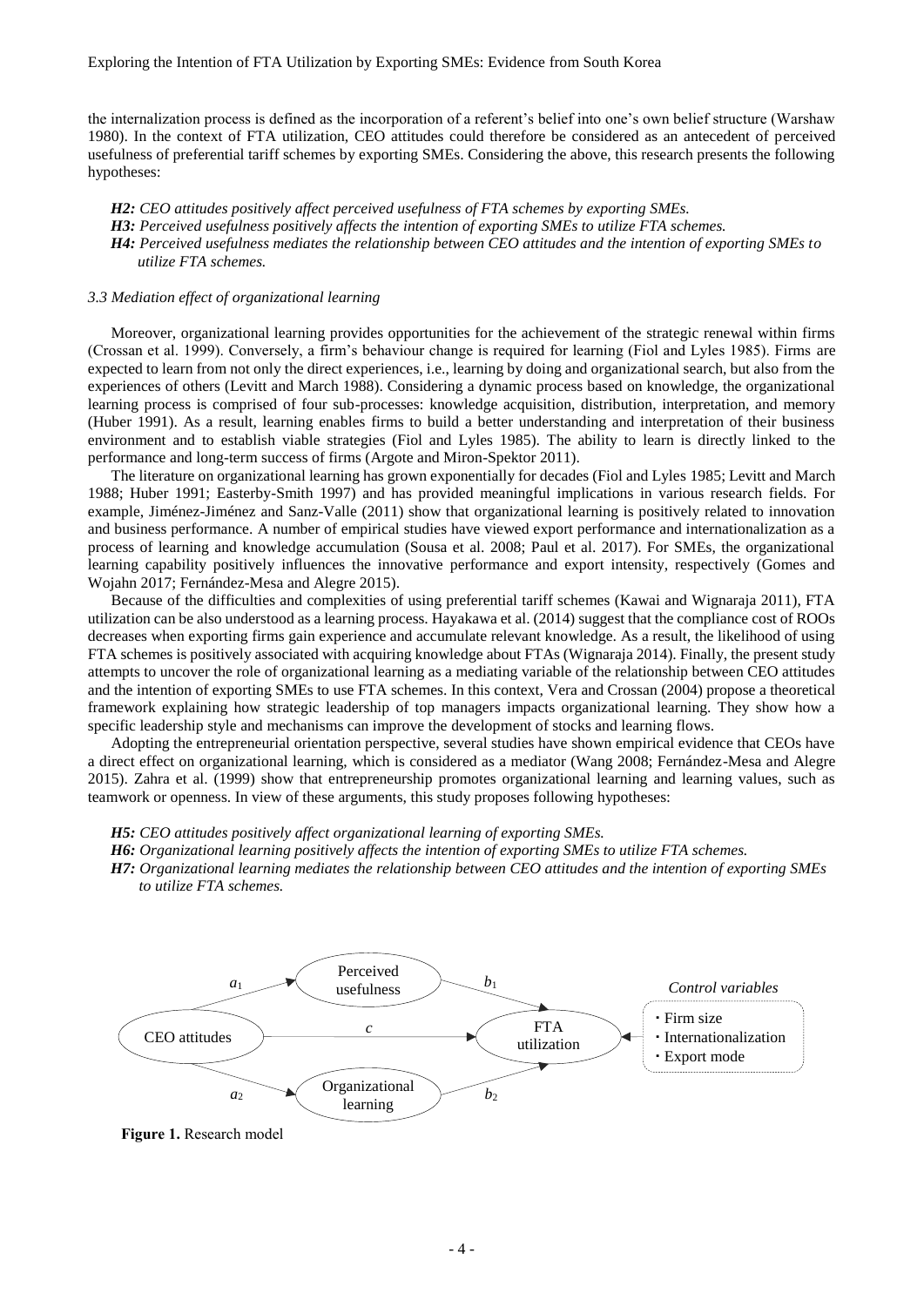the internalization process is defined as the incorporation of a referent's belief into one's own belief structure (Warshaw 1980). In the context of FTA utilization, CEO attitudes could therefore be considered as an antecedent of perceived usefulness of preferential tariff schemes by exporting SMEs. Considering the above, this research presents the following hypotheses:

***H2:*** *CEO attitudes positively affect perceived usefulness of FTA schemes by exporting SMEs.*
***H3:*** *Perceived usefulness positively affects the intention of exporting SMEs to utilize FTA schemes.*
***H4:*** *Perceived usefulness mediates the relationship between CEO attitudes and the intention of exporting SMEs to utilize FTA schemes.*

### *3.3 Mediation effect of organizational learning*

Moreover, organizational learning provides opportunities for the achievement of the strategic renewal within firms (Crossan et al. 1999). Conversely, a firm's behaviour change is required for learning (Fiol and Lyles 1985). Firms are expected to learn from not only the direct experiences, i.e., learning by doing and organizational search, but also from the experiences of others (Levitt and March 1988). Considering a dynamic process based on knowledge, the organizational learning process is comprised of four sub-processes: knowledge acquisition, distribution, interpretation, and memory (Huber 1991). As a result, learning enables firms to build a better understanding and interpretation of their business environment and to establish viable strategies (Fiol and Lyles 1985). The ability to learn is directly linked to the performance and long-term success of firms (Argote and Miron-Spektor 2011).

The literature on organizational learning has grown exponentially for decades (Fiol and Lyles 1985; Levitt and March 1988; Huber 1991; Easterby-Smith 1997) and has provided meaningful implications in various research fields. For example, Jiménez-Jiménez and Sanz-Valle (2011) show that organizational learning is positively related to innovation and business performance. A number of empirical studies have viewed export performance and internationalization as a process of learning and knowledge accumulation (Sousa et al. 2008; Paul et al. 2017). For SMEs, the organizational learning capability positively influences the innovative performance and export intensity, respectively (Gomes and Wojahn 2017; Fernández-Mesa and Alegre 2015).

Because of the difficulties and complexities of using preferential tariff schemes (Kawai and Wignaraja 2011), FTA utilization can be also understood as a learning process. Hayakawa et al. (2014) suggest that the compliance cost of ROOs decreases when exporting firms gain experience and accumulate relevant knowledge. As a result, the likelihood of using FTA schemes is positively associated with acquiring knowledge about FTAs (Wignaraja 2014). Finally, the present study attempts to uncover the role of organizational learning as a mediating variable of the relationship between CEO attitudes and the intention of exporting SMEs to use FTA schemes. In this context, Vera and Crossan (2004) propose a theoretical framework explaining how strategic leadership of top managers impacts organizational learning. They show how a specific leadership style and mechanisms can improve the development of stocks and learning flows.

Adopting the entrepreneurial orientation perspective, several studies have shown empirical evidence that CEOs have a direct effect on organizational learning, which is considered as a mediator (Wang 2008; Fernández-Mesa and Alegre 2015). Zahra et al. (1999) show that entrepreneurship promotes organizational learning and learning values, such as teamwork or openness. In view of these arguments, this study proposes following hypotheses:

***H5:*** *CEO attitudes positively affect organizational learning of exporting SMEs.*
***H6:*** *Organizational learning positively affects the intention of exporting SMEs to utilize FTA schemes.*
***H7:*** *Organizational learning mediates the relationship between CEO attitudes and the intention of exporting SMEs to utilize FTA schemes.*

CEO attitudes → ($a_1$) Perceived usefulness → ($b_1$) FTA utilization
CEO attitudes → ($c$) FTA utilization
CEO attitudes → ($a_2$) Organizational learning → ($b_2$) FTA utilization

*Control variables*
- Firm size
- Internationalization
- Export mode

**Figure 1.** Research model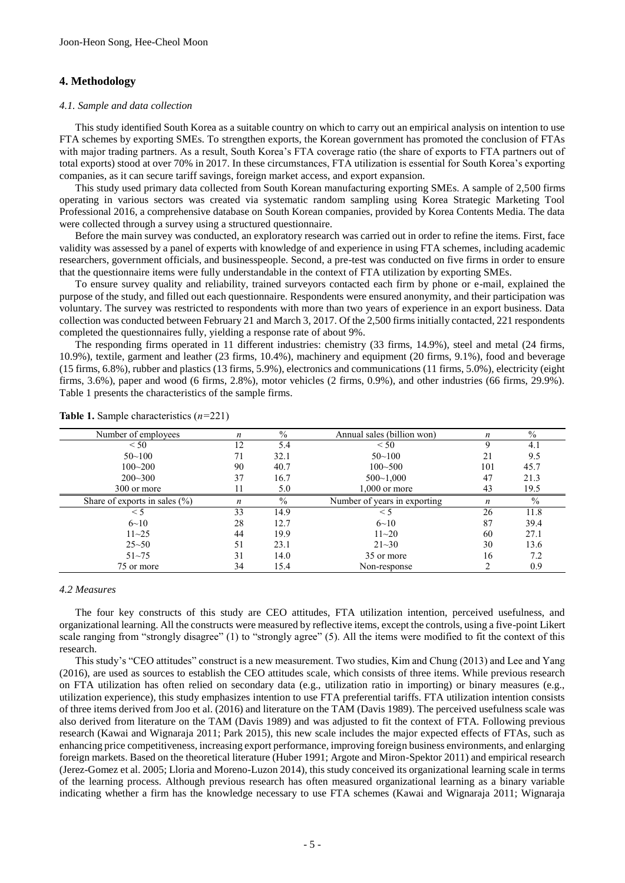## 4. Methodology

### *4.1. Sample and data collection*

This study identified South Korea as a suitable country on which to carry out an empirical analysis on intention to use FTA schemes by exporting SMEs. To strengthen exports, the Korean government has promoted the conclusion of FTAs with major trading partners. As a result, South Korea's FTA coverage ratio (the share of exports to FTA partners out of total exports) stood at over 70% in 2017. In these circumstances, FTA utilization is essential for South Korea's exporting companies, as it can secure tariff savings, foreign market access, and export expansion.

This study used primary data collected from South Korean manufacturing exporting SMEs. A sample of 2,500 firms operating in various sectors was created via systematic random sampling using Korea Strategic Marketing Tool Professional 2016, a comprehensive database on South Korean companies, provided by Korea Contents Media. The data were collected through a survey using a structured questionnaire.

Before the main survey was conducted, an exploratory research was carried out in order to refine the items. First, face validity was assessed by a panel of experts with knowledge of and experience in using FTA schemes, including academic researchers, government officials, and businesspeople. Second, a pre-test was conducted on five firms in order to ensure that the questionnaire items were fully understandable in the context of FTA utilization by exporting SMEs.

To ensure survey quality and reliability, trained surveyors contacted each firm by phone or e-mail, explained the purpose of the study, and filled out each questionnaire. Respondents were ensured anonymity, and their participation was voluntary. The survey was restricted to respondents with more than two years of experience in an export business. Data collection was conducted between February 21 and March 3, 2017. Of the 2,500 firms initially contacted, 221 respondents completed the questionnaires fully, yielding a response rate of about 9%.

The responding firms operated in 11 different industries: chemistry (33 firms, 14.9%), steel and metal (24 firms, 10.9%), textile, garment and leather (23 firms, 10.4%), machinery and equipment (20 firms, 9.1%), food and beverage (15 firms, 6.8%), rubber and plastics (13 firms, 5.9%), electronics and communications (11 firms, 5.0%), electricity (eight firms, 3.6%), paper and wood (6 firms, 2.8%), motor vehicles (2 firms, 0.9%), and other industries (66 firms, 29.9%). Table 1 presents the characteristics of the sample firms.

**Table 1.** Sample characteristics ($n$=221)

| Number of employees | $n$ | % | Annual sales (billion won) | $n$ | % |
|---|---|---|---|---|---|
| < 50 | 12 | 5.4 | < 50 | 9 | 4.1 |
| 50~100 | 71 | 32.1 | 50~100 | 21 | 9.5 |
| 100~200 | 90 | 40.7 | 100~500 | 101 | 45.7 |
| 200~300 | 37 | 16.7 | 500~1,000 | 47 | 21.3 |
| 300 or more | 11 | 5.0 | 1,000 or more | 43 | 19.5 |
| **Share of exports in sales (%)** | $n$ | % | **Number of years in exporting** | $n$ | % |
| < 5 | 33 | 14.9 | < 5 | 26 | 11.8 |
| 6~10 | 28 | 12.7 | 6~10 | 87 | 39.4 |
| 11~25 | 44 | 19.9 | 11~20 | 60 | 27.1 |
| 25~50 | 51 | 23.1 | 21~30 | 30 | 13.6 |
| 51~75 | 31 | 14.0 | 35 or more | 16 | 7.2 |
| 75 or more | 34 | 15.4 | Non-response | 2 | 0.9 |

### *4.2 Measures*

The four key constructs of this study are CEO attitudes, FTA utilization intention, perceived usefulness, and organizational learning. All the constructs were measured by reflective items, except the controls, using a five-point Likert scale ranging from "strongly disagree" (1) to "strongly agree" (5). All the items were modified to fit the context of this research.

This study's "CEO attitudes" construct is a new measurement. Two studies, Kim and Chung (2013) and Lee and Yang (2016), are used as sources to establish the CEO attitudes scale, which consists of three items. While previous research on FTA utilization has often relied on secondary data (e.g., utilization ratio in importing) or binary measures (e.g., utilization experience), this study emphasizes intention to use FTA preferential tariffs. FTA utilization intention consists of three items derived from Joo et al. (2016) and literature on the TAM (Davis 1989). The perceived usefulness scale was also derived from literature on the TAM (Davis 1989) and was adjusted to fit the context of FTA. Following previous research (Kawai and Wignaraja 2011; Park 2015), this new scale includes the major expected effects of FTAs, such as enhancing price competitiveness, increasing export performance, improving foreign business environments, and enlarging foreign markets. Based on the theoretical literature (Huber 1991; Argote and Miron-Spektor 2011) and empirical research (Jerez-Gomez et al. 2005; Lloria and Moreno-Luzon 2014), this study conceived its organizational learning scale in terms of the learning process. Although previous research has often measured organizational learning as a binary variable indicating whether a firm has the knowledge necessary to use FTA schemes (Kawai and Wignaraja 2011; Wignaraja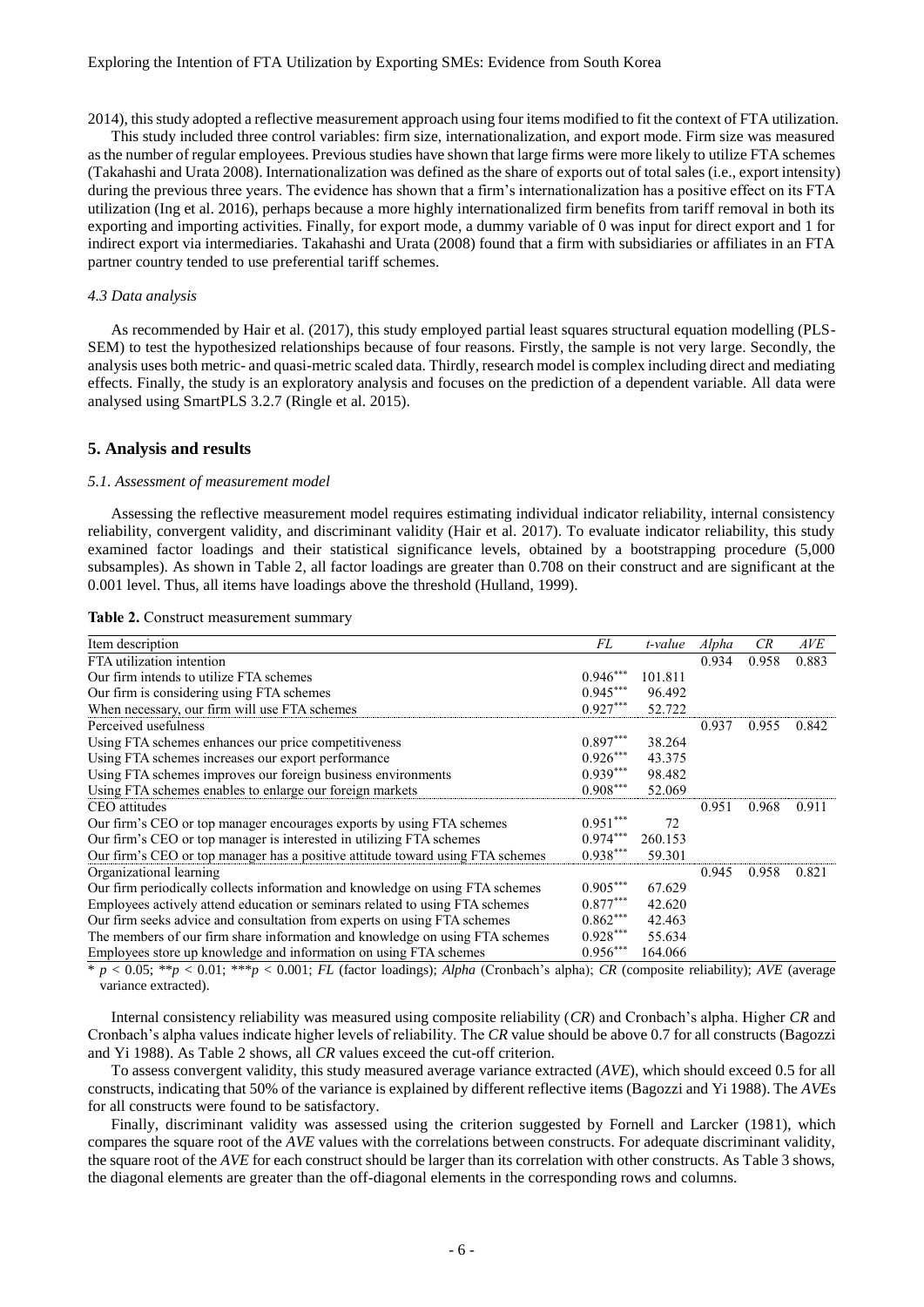2014), this study adopted a reflective measurement approach using four items modified to fit the context of FTA utilization.

This study included three control variables: firm size, internationalization, and export mode. Firm size was measured as the number of regular employees. Previous studies have shown that large firms were more likely to utilize FTA schemes (Takahashi and Urata 2008). Internationalization was defined as the share of exports out of total sales (i.e., export intensity) during the previous three years. The evidence has shown that a firm's internationalization has a positive effect on its FTA utilization (Ing et al. 2016), perhaps because a more highly internationalized firm benefits from tariff removal in both its exporting and importing activities. Finally, for export mode, a dummy variable of 0 was input for direct export and 1 for indirect export via intermediaries. Takahashi and Urata (2008) found that a firm with subsidiaries or affiliates in an FTA partner country tended to use preferential tariff schemes.

### *4.3 Data analysis*

As recommended by Hair et al. (2017), this study employed partial least squares structural equation modelling (PLS-SEM) to test the hypothesized relationships because of four reasons. Firstly, the sample is not very large. Secondly, the analysis uses both metric- and quasi-metric scaled data. Thirdly, research model is complex including direct and mediating effects. Finally, the study is an exploratory analysis and focuses on the prediction of a dependent variable. All data were analysed using SmartPLS 3.2.7 (Ringle et al. 2015).

## 5. Analysis and results

### *5.1. Assessment of measurement model*

Assessing the reflective measurement model requires estimating individual indicator reliability, internal consistency reliability, convergent validity, and discriminant validity (Hair et al. 2017). To evaluate indicator reliability, this study examined factor loadings and their statistical significance levels, obtained by a bootstrapping procedure (5,000 subsamples). As shown in Table 2, all factor loadings are greater than 0.708 on their construct and are significant at the 0.001 level. Thus, all items have loadings above the threshold (Hulland, 1999).

**Table 2.** Construct measurement summary

| Item description | *FL* | *t-value* | *Alpha* | *CR* | *AVE* |
|---|---|---|---|---|---|
| FTA utilization intention | | | 0.934 | 0.958 | 0.883 |
| Our firm intends to utilize FTA schemes | $0.946^{***}$ | 101.811 | | | |
| Our firm is considering using FTA schemes | $0.945^{***}$ | 96.492 | | | |
| When necessary, our firm will use FTA schemes | $0.927^{***}$ | 52.722 | | | |
| Perceived usefulness | | | 0.937 | 0.955 | 0.842 |
| Using FTA schemes enhances our price competitiveness | $0.897^{***}$ | 38.264 | | | |
| Using FTA schemes increases our export performance | $0.926^{***}$ | 43.375 | | | |
| Using FTA schemes improves our foreign business environments | $0.939^{***}$ | 98.482 | | | |
| Using FTA schemes enables to enlarge our foreign markets | $0.908^{***}$ | 52.069 | | | |
| CEO attitudes | | | 0.951 | 0.968 | 0.911 |
| Our firm's CEO or top manager encourages exports by using FTA schemes | $0.951^{***}$ | 72 | | | |
| Our firm's CEO or top manager is interested in utilizing FTA schemes | $0.974^{***}$ | 260.153 | | | |
| Our firm's CEO or top manager has a positive attitude toward using FTA schemes | $0.938^{***}$ | 59.301 | | | |
| Organizational learning | | | 0.945 | 0.958 | 0.821 |
| Our firm periodically collects information and knowledge on using FTA schemes | $0.905^{***}$ | 67.629 | | | |
| Employees actively attend education or seminars related to using FTA schemes | $0.877^{***}$ | 42.620 | | | |
| Our firm seeks advice and consultation from experts on using FTA schemes | $0.862^{***}$ | 42.463 | | | |
| The members of our firm share information and knowledge on using FTA schemes | $0.928^{***}$ | 55.634 | | | |
| Employees store up knowledge and information on using FTA schemes | $0.956^{***}$ | 164.066 | | | |

\* $p < 0.05$; \*\*$p < 0.01$; \*\*\*$p < 0.001$; *FL* (factor loadings); *Alpha* (Cronbach's alpha); *CR* (composite reliability); *AVE* (average variance extracted).

Internal consistency reliability was measured using composite reliability (*CR*) and Cronbach's alpha. Higher *CR* and Cronbach's alpha values indicate higher levels of reliability. The *CR* value should be above 0.7 for all constructs (Bagozzi and Yi 1988). As Table 2 shows, all *CR* values exceed the cut-off criterion.

To assess convergent validity, this study measured average variance extracted (*AVE*), which should exceed 0.5 for all constructs, indicating that 50% of the variance is explained by different reflective items (Bagozzi and Yi 1988). The *AVE*s for all constructs were found to be satisfactory.

Finally, discriminant validity was assessed using the criterion suggested by Fornell and Larcker (1981), which compares the square root of the *AVE* values with the correlations between constructs. For adequate discriminant validity, the square root of the *AVE* for each construct should be larger than its correlation with other constructs. As Table 3 shows, the diagonal elements are greater than the off-diagonal elements in the corresponding rows and columns.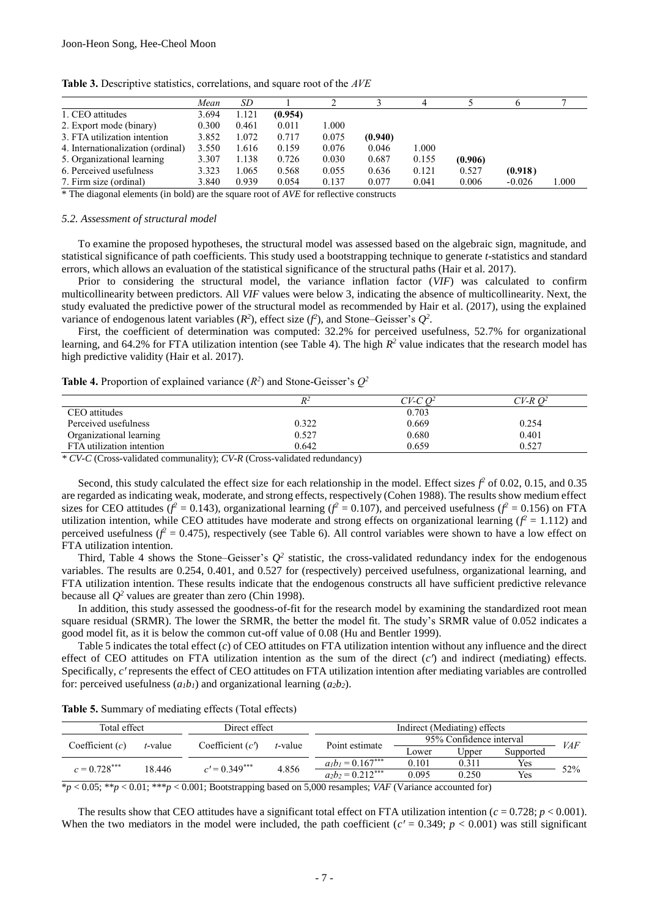**Table 3.** Descriptive statistics, correlations, and square root of the *AVE*

| | *Mean* | *SD* | 1 | 2 | 3 | 4 | 5 | 6 | 7 |
|---|---|---|---|---|---|---|---|---|---|
| 1. CEO attitudes | 3.694 | 1.121 | **(0.954)** | | | | | | |
| 2. Export mode (binary) | 0.300 | 0.461 | 0.011 | 1.000 | | | | | |
| 3. FTA utilization intention | 3.852 | 1.072 | 0.717 | 0.075 | **(0.940)** | | | | |
| 4. Internationalization (ordinal) | 3.550 | 1.616 | 0.159 | 0.076 | 0.046 | 1.000 | | | |
| 5. Organizational learning | 3.307 | 1.138 | 0.726 | 0.030 | 0.687 | 0.155 | **(0.906)** | | |
| 6. Perceived usefulness | 3.323 | 1.065 | 0.568 | 0.055 | 0.636 | 0.121 | 0.527 | **(0.918)** | |
| 7. Firm size (ordinal) | 3.840 | 0.939 | 0.054 | 0.137 | 0.077 | 0.041 | 0.006 | -0.026 | 1.000 |

* The diagonal elements (in bold) are the square root of *AVE* for reflective constructs

### *5.2. Assessment of structural model*

To examine the proposed hypotheses, the structural model was assessed based on the algebraic sign, magnitude, and statistical significance of path coefficients. This study used a bootstrapping technique to generate *t*-statistics and standard errors, which allows an evaluation of the statistical significance of the structural paths (Hair et al. 2017).

Prior to considering the structural model, the variance inflation factor (*VIF*) was calculated to confirm multicollinearity between predictors. All *VIF* values were below 3, indicating the absence of multicollinearity. Next, the study evaluated the predictive power of the structural model as recommended by Hair et al. (2017), using the explained variance of endogenous latent variables ($R^2$), effect size ($f^2$), and Stone–Geisser's $Q^2$.

First, the coefficient of determination was computed: 32.2% for perceived usefulness, 52.7% for organizational learning, and 64.2% for FTA utilization intention (see Table 4). The high $R^2$ value indicates that the research model has high predictive validity (Hair et al. 2017).

**Table 4.** Proportion of explained variance ($R^2$) and Stone-Geisser's $Q^2$

| | $R^2$ | *CV-C* $Q^2$ | *CV-R* $Q^2$ |
|---|---|---|---|
| CEO attitudes | | 0.703 | |
| Perceived usefulness | 0.322 | 0.669 | 0.254 |
| Organizational learning | 0.527 | 0.680 | 0.401 |
| FTA utilization intention | 0.642 | 0.659 | 0.527 |

* *CV-C* (Cross-validated communality); *CV-R* (Cross-validated redundancy)

Second, this study calculated the effect size for each relationship in the model. Effect sizes $f^2$ of 0.02, 0.15, and 0.35 are regarded as indicating weak, moderate, and strong effects, respectively (Cohen 1988). The results show medium effect sizes for CEO attitudes ($f^2$ = 0.143), organizational learning ($f^2$ = 0.107), and perceived usefulness ($f^2$ = 0.156) on FTA utilization intention, while CEO attitudes have moderate and strong effects on organizational learning ($f^2$ = 1.112) and perceived usefulness ($f^2$ = 0.475), respectively (see Table 6). All control variables were shown to have a low effect on FTA utilization intention.

Third, Table 4 shows the Stone–Geisser's $Q^2$ statistic, the cross-validated redundancy index for the endogenous variables. The results are 0.254, 0.401, and 0.527 for (respectively) perceived usefulness, organizational learning, and FTA utilization intention. These results indicate that the endogenous constructs all have sufficient predictive relevance because all $Q^2$ values are greater than zero (Chin 1998).

In addition, this study assessed the goodness-of-fit for the research model by examining the standardized root mean square residual (SRMR). The lower the SRMR, the better the model fit. The study's SRMR value of 0.052 indicates a good model fit, as it is below the common cut-off value of 0.08 (Hu and Bentler 1999).

Table 5 indicates the total effect ($c$) of CEO attitudes on FTA utilization intention without any influence and the direct effect of CEO attitudes on FTA utilization intention as the sum of the direct ($c'$) and indirect (mediating) effects. Specifically, $c'$ represents the effect of CEO attitudes on FTA utilization intention after mediating variables are controlled for: perceived usefulness ($a_1b_1$) and organizational learning ($a_2b_2$).

**Table 5.** Summary of mediating effects (Total effects)

| Total effect | | Direct effect | | Indirect (Mediating) effects | | | | |
|---|---|---|---|---|---|---|---|---|
| Coefficient ($c$) | *t*-value | Coefficient ($c'$) | *t*-value | Point estimate | 95% Confidence interval | | | *VAF* |
| | | | | | Lower | Upper | Supported | |
| $c = 0.728^{***}$ | 18.446 | $c' = 0.349^{***}$ | 4.856 | $a_1b_1 = 0.167^{***}$ | 0.101 | 0.311 | Yes | 52% |
| | | | | $a_2b_2 = 0.212^{***}$ | 0.095 | 0.250 | Yes | |

*$p < 0.05$; **$p < 0.01$; ***$p < 0.001$; Bootstrapping based on 5,000 resamples; *VAF* (Variance accounted for)

The results show that CEO attitudes have a significant total effect on FTA utilization intention ($c = 0.728$; $p < 0.001$). When the two mediators in the model were included, the path coefficient ($c' = 0.349$; $p < 0.001$) was still significant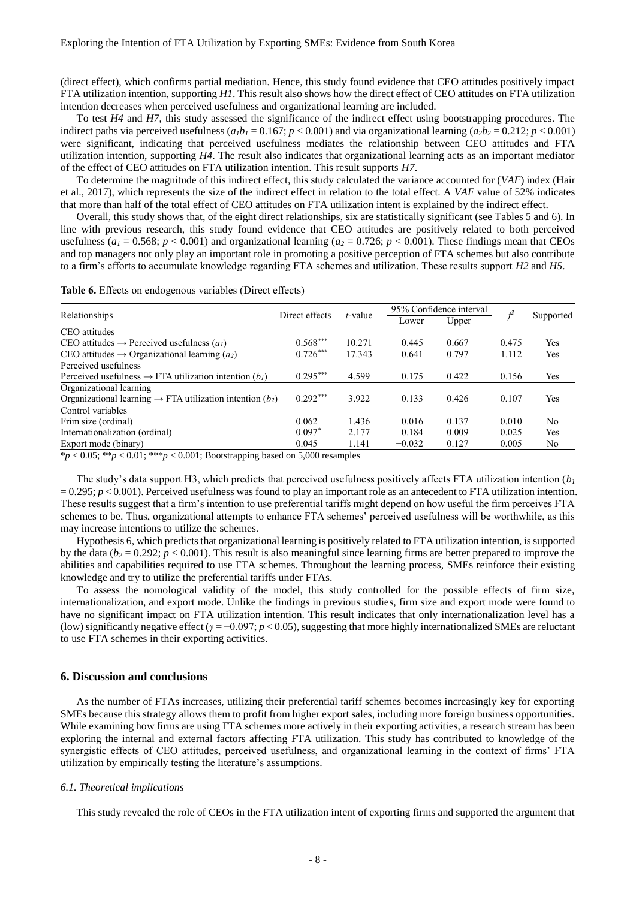(direct effect), which confirms partial mediation. Hence, this study found evidence that CEO attitudes positively impact FTA utilization intention, supporting *H1*. This result also shows how the direct effect of CEO attitudes on FTA utilization intention decreases when perceived usefulness and organizational learning are included.

To test *H4* and *H7*, this study assessed the significance of the indirect effect using bootstrapping procedures. The indirect paths via perceived usefulness ($a_1b_1 = 0.167$; $p < 0.001$) and via organizational learning ($a_2b_2 = 0.212$; $p < 0.001$) were significant, indicating that perceived usefulness mediates the relationship between CEO attitudes and FTA utilization intention, supporting *H4*. The result also indicates that organizational learning acts as an important mediator of the effect of CEO attitudes on FTA utilization intention. This result supports *H7*.

To determine the magnitude of this indirect effect, this study calculated the variance accounted for (*VAF*) index (Hair et al., 2017), which represents the size of the indirect effect in relation to the total effect. A *VAF* value of 52% indicates that more than half of the total effect of CEO attitudes on FTA utilization intent is explained by the indirect effect.

Overall, this study shows that, of the eight direct relationships, six are statistically significant (see Tables 5 and 6). In line with previous research, this study found evidence that CEO attitudes are positively related to both perceived usefulness ($a_1 = 0.568$; $p < 0.001$) and organizational learning ($a_2 = 0.726$; $p < 0.001$). These findings mean that CEOs and top managers not only play an important role in promoting a positive perception of FTA schemes but also contribute to a firm's efforts to accumulate knowledge regarding FTA schemes and utilization. These results support *H2* and *H5*.

**Table 6.** Effects on endogenous variables (Direct effects)

| Relationships | Direct effects | *t*-value | 95% Confidence interval | | $f^2$ | Supported |
|---|---|---|---|---|---|---|
| | | | Lower | Upper | | |
| CEO attitudes | | | | | | |
| CEO attitudes → Perceived usefulness ($a_1$) | $0.568^{***}$ | 10.271 | 0.445 | 0.667 | 0.475 | Yes |
| CEO attitudes → Organizational learning ($a_2$) | $0.726^{***}$ | 17.343 | 0.641 | 0.797 | 1.112 | Yes |
| Perceived usefulness | | | | | | |
| Perceived usefulness → FTA utilization intention ($b_1$) | $0.295^{***}$ | 4.599 | 0.175 | 0.422 | 0.156 | Yes |
| Organizational learning | | | | | | |
| Organizational learning → FTA utilization intention ($b_2$) | $0.292^{***}$ | 3.922 | 0.133 | 0.426 | 0.107 | Yes |
| Control variables | | | | | | |
| Frim size (ordinal) | 0.062 | 1.436 | −0.016 | 0.137 | 0.010 | No |
| Internationalization (ordinal) | $-0.097^{*}$ | 2.177 | −0.184 | −0.009 | 0.025 | Yes |
| Export mode (binary) | 0.045 | 1.141 | −0.032 | 0.127 | 0.005 | No |

$^{*}p < 0.05$; $^{**}p < 0.01$; $^{***}p < 0.001$; Bootstrapping based on 5,000 resamples

The study's data support H3, which predicts that perceived usefulness positively affects FTA utilization intention ($b_1 = 0.295$; $p < 0.001$). Perceived usefulness was found to play an important role as an antecedent to FTA utilization intention. These results suggest that a firm's intention to use preferential tariffs might depend on how useful the firm perceives FTA schemes to be. Thus, organizational attempts to enhance FTA schemes' perceived usefulness will be worthwhile, as this may increase intentions to utilize the schemes.

Hypothesis 6, which predicts that organizational learning is positively related to FTA utilization intention, is supported by the data ($b_2 = 0.292$; $p < 0.001$). This result is also meaningful since learning firms are better prepared to improve the abilities and capabilities required to use FTA schemes. Throughout the learning process, SMEs reinforce their existing knowledge and try to utilize the preferential tariffs under FTAs.

To assess the nomological validity of the model, this study controlled for the possible effects of firm size, internationalization, and export mode. Unlike the findings in previous studies, firm size and export mode were found to have no significant impact on FTA utilization intention. This result indicates that only internationalization level has a (low) significantly negative effect ($\gamma = -0.097$; $p < 0.05$), suggesting that more highly internationalized SMEs are reluctant to use FTA schemes in their exporting activities.

## 6. Discussion and conclusions

As the number of FTAs increases, utilizing their preferential tariff schemes becomes increasingly key for exporting SMEs because this strategy allows them to profit from higher export sales, including more foreign business opportunities. While examining how firms are using FTA schemes more actively in their exporting activities, a research stream has been exploring the internal and external factors affecting FTA utilization. This study has contributed to knowledge of the synergistic effects of CEO attitudes, perceived usefulness, and organizational learning in the context of firms' FTA utilization by empirically testing the literature's assumptions.

### *6.1. Theoretical implications*

This study revealed the role of CEOs in the FTA utilization intent of exporting firms and supported the argument that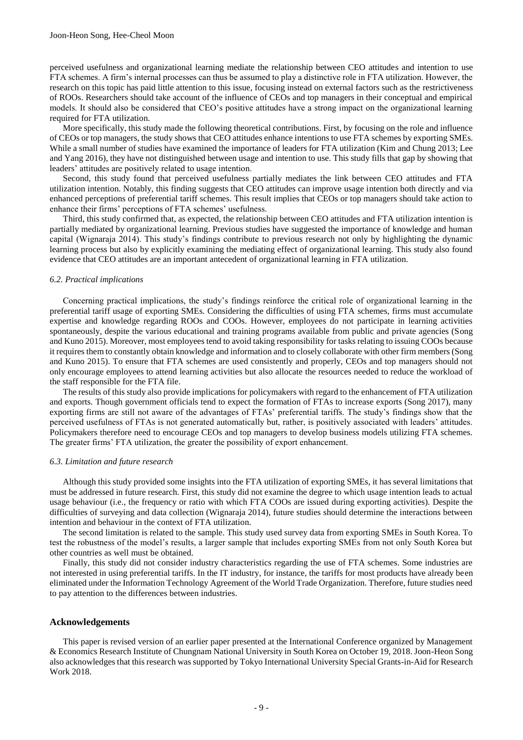perceived usefulness and organizational learning mediate the relationship between CEO attitudes and intention to use FTA schemes. A firm's internal processes can thus be assumed to play a distinctive role in FTA utilization. However, the research on this topic has paid little attention to this issue, focusing instead on external factors such as the restrictiveness of ROOs. Researchers should take account of the influence of CEOs and top managers in their conceptual and empirical models. It should also be considered that CEO's positive attitudes have a strong impact on the organizational learning required for FTA utilization.

More specifically, this study made the following theoretical contributions. First, by focusing on the role and influence of CEOs or top managers, the study shows that CEO attitudes enhance intentions to use FTA schemes by exporting SMEs. While a small number of studies have examined the importance of leaders for FTA utilization (Kim and Chung 2013; Lee and Yang 2016), they have not distinguished between usage and intention to use. This study fills that gap by showing that leaders' attitudes are positively related to usage intention.

Second, this study found that perceived usefulness partially mediates the link between CEO attitudes and FTA utilization intention. Notably, this finding suggests that CEO attitudes can improve usage intention both directly and via enhanced perceptions of preferential tariff schemes. This result implies that CEOs or top managers should take action to enhance their firms' perceptions of FTA schemes' usefulness.

Third, this study confirmed that, as expected, the relationship between CEO attitudes and FTA utilization intention is partially mediated by organizational learning. Previous studies have suggested the importance of knowledge and human capital (Wignaraja 2014). This study's findings contribute to previous research not only by highlighting the dynamic learning process but also by explicitly examining the mediating effect of organizational learning. This study also found evidence that CEO attitudes are an important antecedent of organizational learning in FTA utilization.

### *6.2. Practical implications*

Concerning practical implications, the study's findings reinforce the critical role of organizational learning in the preferential tariff usage of exporting SMEs. Considering the difficulties of using FTA schemes, firms must accumulate expertise and knowledge regarding ROOs and COOs. However, employees do not participate in learning activities spontaneously, despite the various educational and training programs available from public and private agencies (Song and Kuno 2015). Moreover, most employees tend to avoid taking responsibility for tasks relating to issuing COOs because it requires them to constantly obtain knowledge and information and to closely collaborate with other firm members (Song and Kuno 2015). To ensure that FTA schemes are used consistently and properly, CEOs and top managers should not only encourage employees to attend learning activities but also allocate the resources needed to reduce the workload of the staff responsible for the FTA file.

The results of this study also provide implications for policymakers with regard to the enhancement of FTA utilization and exports. Though government officials tend to expect the formation of FTAs to increase exports (Song 2017), many exporting firms are still not aware of the advantages of FTAs' preferential tariffs. The study's findings show that the perceived usefulness of FTAs is not generated automatically but, rather, is positively associated with leaders' attitudes. Policymakers therefore need to encourage CEOs and top managers to develop business models utilizing FTA schemes. The greater firms' FTA utilization, the greater the possibility of export enhancement.

### *6.3. Limitation and future research*

Although this study provided some insights into the FTA utilization of exporting SMEs, it has several limitations that must be addressed in future research. First, this study did not examine the degree to which usage intention leads to actual usage behaviour (i.e., the frequency or ratio with which FTA COOs are issued during exporting activities). Despite the difficulties of surveying and data collection (Wignaraja 2014), future studies should determine the interactions between intention and behaviour in the context of FTA utilization.

The second limitation is related to the sample. This study used survey data from exporting SMEs in South Korea. To test the robustness of the model's results, a larger sample that includes exporting SMEs from not only South Korea but other countries as well must be obtained.

Finally, this study did not consider industry characteristics regarding the use of FTA schemes. Some industries are not interested in using preferential tariffs. In the IT industry, for instance, the tariffs for most products have already been eliminated under the Information Technology Agreement of the World Trade Organization. Therefore, future studies need to pay attention to the differences between industries.

## Acknowledgements

This paper is revised version of an earlier paper presented at the International Conference organized by Management & Economics Research Institute of Chungnam National University in South Korea on October 19, 2018. Joon-Heon Song also acknowledges that this research was supported by Tokyo International University Special Grants-in-Aid for Research Work 2018.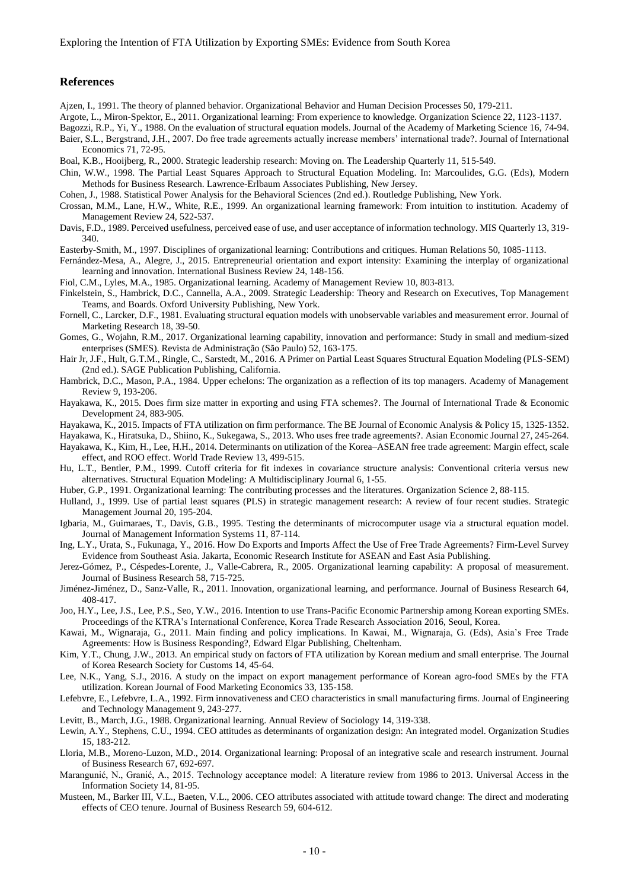## References

Ajzen, I., 1991. The theory of planned behavior. Organizational Behavior and Human Decision Processes 50, 179-211.

Argote, L., Miron-Spektor, E., 2011. Organizational learning: From experience to knowledge. Organization Science 22, 1123-1137.

Bagozzi, R.P., Yi, Y., 1988. On the evaluation of structural equation models. Journal of the Academy of Marketing Science 16, 74-94.

Baier, S.L., Bergstrand, J.H., 2007. Do free trade agreements actually increase members' international trade?. Journal of International Economics 71, 72-95.

Boal, K.B., Hooijberg, R., 2000. Strategic leadership research: Moving on. The Leadership Quarterly 11, 515-549.

Chin, W.W., 1998. The Partial Least Squares Approach to Structural Equation Modeling. In: Marcoulides, G.G. (Eds), Modern Methods for Business Research. Lawrence-Erlbaum Associates Publishing, New Jersey.

Cohen, J., 1988. Statistical Power Analysis for the Behavioral Sciences (2nd ed.). Routledge Publishing, New York.

Crossan, M.M., Lane, H.W., White, R.E., 1999. An organizational learning framework: From intuition to institution. Academy of Management Review 24, 522-537.

Davis, F.D., 1989. Perceived usefulness, perceived ease of use, and user acceptance of information technology. MIS Quarterly 13, 319-340.

Easterby-Smith, M., 1997. Disciplines of organizational learning: Contributions and critiques. Human Relations 50, 1085-1113.

Fernández-Mesa, A., Alegre, J., 2015. Entrepreneurial orientation and export intensity: Examining the interplay of organizational learning and innovation. International Business Review 24, 148-156.

Fiol, C.M., Lyles, M.A., 1985. Organizational learning. Academy of Management Review 10, 803-813.

Finkelstein, S., Hambrick, D.C., Cannella, A.A., 2009. Strategic Leadership: Theory and Research on Executives, Top Management Teams, and Boards. Oxford University Publishing, New York.

Fornell, C., Larcker, D.F., 1981. Evaluating structural equation models with unobservable variables and measurement error. Journal of Marketing Research 18, 39-50.

Gomes, G., Wojahn, R.M., 2017. Organizational learning capability, innovation and performance: Study in small and medium-sized enterprises (SMES). Revista de Administração (São Paulo) 52, 163-175.

Hair Jr, J.F., Hult, G.T.M., Ringle, C., Sarstedt, M., 2016. A Primer on Partial Least Squares Structural Equation Modeling (PLS-SEM) (2nd ed.). SAGE Publication Publishing, California.

Hambrick, D.C., Mason, P.A., 1984. Upper echelons: The organization as a reflection of its top managers. Academy of Management Review 9, 193-206.

Hayakawa, K., 2015. Does firm size matter in exporting and using FTA schemes?. The Journal of International Trade & Economic Development 24, 883-905.

Hayakawa, K., 2015. Impacts of FTA utilization on firm performance. The BE Journal of Economic Analysis & Policy 15, 1325-1352.

Hayakawa, K., Hiratsuka, D., Shiino, K., Sukegawa, S., 2013. Who uses free trade agreements?. Asian Economic Journal 27, 245-264.

Hayakawa, K., Kim, H., Lee, H.H., 2014. Determinants on utilization of the Korea–ASEAN free trade agreement: Margin effect, scale effect, and ROO effect. World Trade Review 13, 499-515.

Hu, L.T., Bentler, P.M., 1999. Cutoff criteria for fit indexes in covariance structure analysis: Conventional criteria versus new alternatives. Structural Equation Modeling: A Multidisciplinary Journal 6, 1-55.

Huber, G.P., 1991. Organizational learning: The contributing processes and the literatures. Organization Science 2, 88-115.

Hulland, J., 1999. Use of partial least squares (PLS) in strategic management research: A review of four recent studies. Strategic Management Journal 20, 195-204.

Igbaria, M., Guimaraes, T., Davis, G.B., 1995. Testing the determinants of microcomputer usage via a structural equation model. Journal of Management Information Systems 11, 87-114.

Ing, L.Y., Urata, S., Fukunaga, Y., 2016. How Do Exports and Imports Affect the Use of Free Trade Agreements? Firm-Level Survey Evidence from Southeast Asia. Jakarta, Economic Research Institute for ASEAN and East Asia Publishing.

Jerez-Gómez, P., Céspedes-Lorente, J., Valle-Cabrera, R., 2005. Organizational learning capability: A proposal of measurement. Journal of Business Research 58, 715-725.

Jiménez-Jiménez, D., Sanz-Valle, R., 2011. Innovation, organizational learning, and performance. Journal of Business Research 64, 408-417.

Joo, H.Y., Lee, J.S., Lee, P.S., Seo, Y.W., 2016. Intention to use Trans-Pacific Economic Partnership among Korean exporting SMEs. Proceedings of the KTRA's International Conference, Korea Trade Research Association 2016, Seoul, Korea.

Kawai, M., Wignaraja, G., 2011. Main finding and policy implications. In Kawai, M., Wignaraja, G. (Eds), Asia's Free Trade Agreements: How is Business Responding?, Edward Elgar Publishing, Cheltenham.

Kim, Y.T., Chung, J.W., 2013. An empirical study on factors of FTA utilization by Korean medium and small enterprise. The Journal of Korea Research Society for Customs 14, 45-64.

Lee, N.K., Yang, S.J., 2016. A study on the impact on export management performance of Korean agro-food SMEs by the FTA utilization. Korean Journal of Food Marketing Economics 33, 135-158.

Lefebvre, E., Lefebvre, L.A., 1992. Firm innovativeness and CEO characteristics in small manufacturing firms. Journal of Engineering and Technology Management 9, 243-277.

Levitt, B., March, J.G., 1988. Organizational learning. Annual Review of Sociology 14, 319-338.

Lewin, A.Y., Stephens, C.U., 1994. CEO attitudes as determinants of organization design: An integrated model. Organization Studies 15, 183-212.

Lloria, M.B., Moreno-Luzon, M.D., 2014. Organizational learning: Proposal of an integrative scale and research instrument. Journal of Business Research 67, 692-697.

Marangunić, N., Granić, A., 2015. Technology acceptance model: A literature review from 1986 to 2013. Universal Access in the Information Society 14, 81-95.

Musteen, M., Barker III, V.L., Baeten, V.L., 2006. CEO attributes associated with attitude toward change: The direct and moderating effects of CEO tenure. Journal of Business Research 59, 604-612.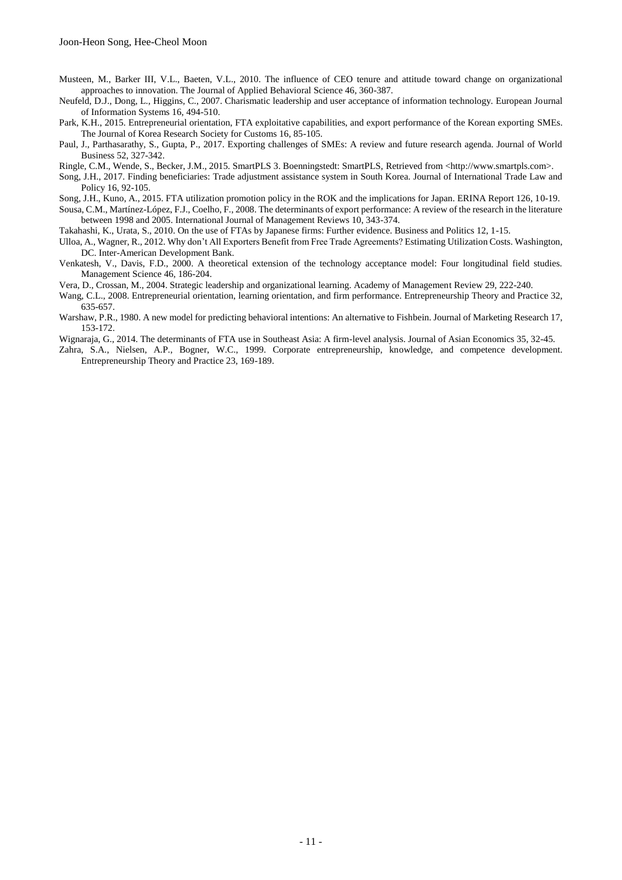Musteen, M., Barker III, V.L., Baeten, V.L., 2010. The influence of CEO tenure and attitude toward change on organizational approaches to innovation. The Journal of Applied Behavioral Science 46, 360-387.

Neufeld, D.J., Dong, L., Higgins, C., 2007. Charismatic leadership and user acceptance of information technology. European Journal of Information Systems 16, 494-510.

Park, K.H., 2015. Entrepreneurial orientation, FTA exploitative capabilities, and export performance of the Korean exporting SMEs. The Journal of Korea Research Society for Customs 16, 85-105.

Paul, J., Parthasarathy, S., Gupta, P., 2017. Exporting challenges of SMEs: A review and future research agenda. Journal of World Business 52, 327-342.

Ringle, C.M., Wende, S., Becker, J.M., 2015. SmartPLS 3. Boenningstedt: SmartPLS, Retrieved from <http://www.smartpls.com>.

Song, J.H., 2017. Finding beneficiaries: Trade adjustment assistance system in South Korea. Journal of International Trade Law and Policy 16, 92-105.

Song, J.H., Kuno, A., 2015. FTA utilization promotion policy in the ROK and the implications for Japan. ERINA Report 126, 10-19.

Sousa, C.M., Martínez-López, F.J., Coelho, F., 2008. The determinants of export performance: A review of the research in the literature between 1998 and 2005. International Journal of Management Reviews 10, 343-374.

Takahashi, K., Urata, S., 2010. On the use of FTAs by Japanese firms: Further evidence. Business and Politics 12, 1-15.

Ulloa, A., Wagner, R., 2012. Why don't All Exporters Benefit from Free Trade Agreements? Estimating Utilization Costs. Washington, DC. Inter-American Development Bank.

Venkatesh, V., Davis, F.D., 2000. A theoretical extension of the technology acceptance model: Four longitudinal field studies. Management Science 46, 186-204.

Vera, D., Crossan, M., 2004. Strategic leadership and organizational learning. Academy of Management Review 29, 222-240.

Wang, C.L., 2008. Entrepreneurial orientation, learning orientation, and firm performance. Entrepreneurship Theory and Practice 32, 635-657.

Warshaw, P.R., 1980. A new model for predicting behavioral intentions: An alternative to Fishbein. Journal of Marketing Research 17, 153-172.

Wignaraja, G., 2014. The determinants of FTA use in Southeast Asia: A firm-level analysis. Journal of Asian Economics 35, 32-45.

Zahra, S.A., Nielsen, A.P., Bogner, W.C., 1999. Corporate entrepreneurship, knowledge, and competence development. Entrepreneurship Theory and Practice 23, 169-189.